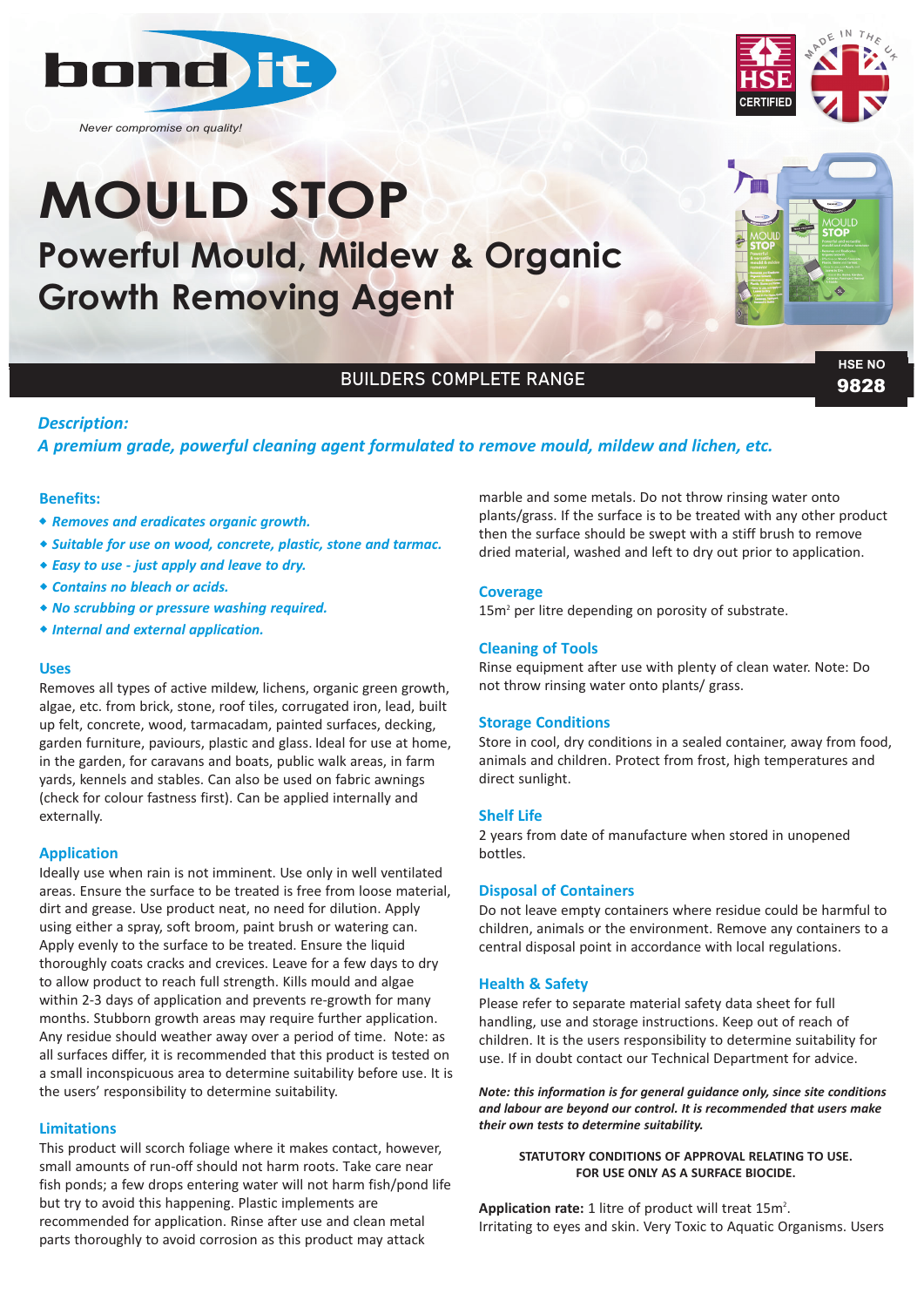bond it

*Never compromise on quality!*

HSE CERTIFIED

MADE IN THE UK

# MOULD STOP

## Powerful Mould, Mildew & Organic Growth Removing Agent

BUILDERS COMPLETE RANGE

HSE NO **9828**

***Description:***

***A premium grade, powerful cleaning agent formulated to remove mould, mildew and lichen, etc.***

### Benefits:

- ***Removes and eradicates organic growth.***
- ***Suitable for use on wood, concrete, plastic, stone and tarmac.***
- ***Easy to use - just apply and leave to dry.***
- ***Contains no bleach or acids.***
- ***No scrubbing or pressure washing required.***
- ***Internal and external application.***

### Uses

Removes all types of active mildew, lichens, organic green growth, algae, etc. from brick, stone, roof tiles, corrugated iron, lead, built up felt, concrete, wood, tarmacadam, painted surfaces, decking, garden furniture, paviours, plastic and glass. Ideal for use at home, in the garden, for caravans and boats, public walk areas, in farm yards, kennels and stables. Can also be used on fabric awnings (check for colour fastness first). Can be applied internally and externally.

### Application

Ideally use when rain is not imminent. Use only in well ventilated areas. Ensure the surface to be treated is free from loose material, dirt and grease. Use product neat, no need for dilution. Apply using either a spray, soft broom, paint brush or watering can. Apply evenly to the surface to be treated. Ensure the liquid thoroughly coats cracks and crevices. Leave for a few days to dry to allow product to reach full strength. Kills mould and algae within 2-3 days of application and prevents re-growth for many months. Stubborn growth areas may require further application. Any residue should weather away over a period of time. Note: as all surfaces differ, it is recommended that this product is tested on a small inconspicuous area to determine suitability before use. It is the users' responsibility to determine suitability.

### Limitations

This product will scorch foliage where it makes contact, however, small amounts of run-off should not harm roots. Take care near fish ponds; a few drops entering water will not harm fish/pond life but try to avoid this happening. Plastic implements are recommended for application. Rinse after use and clean metal parts thoroughly to avoid corrosion as this product may attack marble and some metals. Do not throw rinsing water onto plants/grass. If the surface is to be treated with any other product then the surface should be swept with a stiff brush to remove dried material, washed and left to dry out prior to application.

### Coverage

15m$^2$ per litre depending on porosity of substrate.

### Cleaning of Tools

Rinse equipment after use with plenty of clean water. Note: Do not throw rinsing water onto plants/ grass.

### Storage Conditions

Store in cool, dry conditions in a sealed container, away from food, animals and children. Protect from frost, high temperatures and direct sunlight.

### Shelf Life

2 years from date of manufacture when stored in unopened bottles.

### Disposal of Containers

Do not leave empty containers where residue could be harmful to children, animals or the environment. Remove any containers to a central disposal point in accordance with local regulations.

### Health & Safety

Please refer to separate material safety data sheet for full handling, use and storage instructions. Keep out of reach of children. It is the users responsibility to determine suitability for use. If in doubt contact our Technical Department for advice.

***Note: this information is for general guidance only, since site conditions and labour are beyond our control. It is recommended that users make their own tests to determine suitability.***

**STATUTORY CONDITIONS OF APPROVAL RELATING TO USE. FOR USE ONLY AS A SURFACE BIOCIDE.**

**Application rate:** 1 litre of product will treat 15m$^2$.
Irritating to eyes and skin. Very Toxic to Aquatic Organisms. Users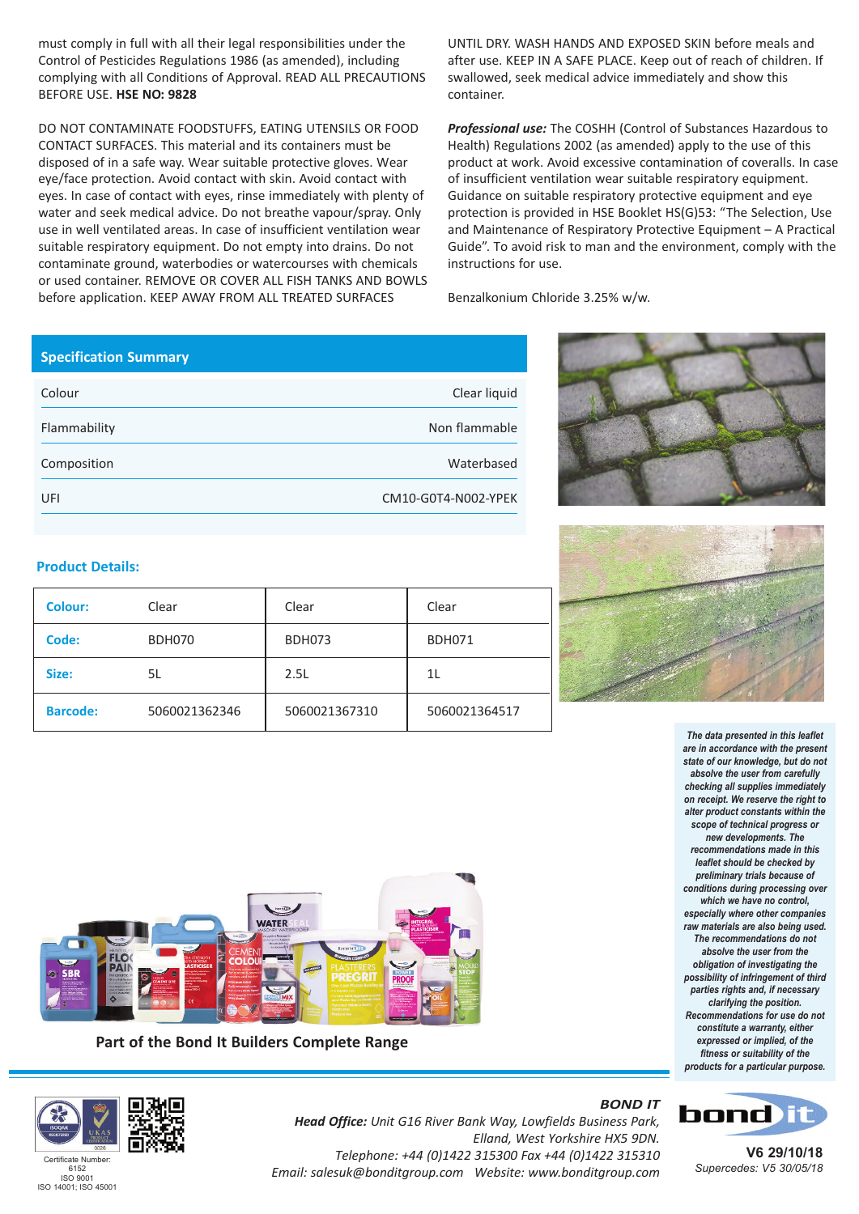must comply in full with all their legal responsibilities under the Control of Pesticides Regulations 1986 (as amended), including complying with all Conditions of Approval. READ ALL PRECAUTIONS BEFORE USE. **HSE NO: 9828**

DO NOT CONTAMINATE FOODSTUFFS, EATING UTENSILS OR FOOD CONTACT SURFACES. This material and its containers must be disposed of in a safe way. Wear suitable protective gloves. Wear eye/face protection. Avoid contact with skin. Avoid contact with eyes. In case of contact with eyes, rinse immediately with plenty of water and seek medical advice. Do not breathe vapour/spray. Only use in well ventilated areas. In case of insufficient ventilation wear suitable respiratory equipment. Do not empty into drains. Do not contaminate ground, waterbodies or watercourses with chemicals or used container. REMOVE OR COVER ALL FISH TANKS AND BOWLS before application. KEEP AWAY FROM ALL TREATED SURFACES UNTIL DRY. WASH HANDS AND EXPOSED SKIN before meals and after use. KEEP IN A SAFE PLACE. Keep out of reach of children. If swallowed, seek medical advice immediately and show this container.

***Professional use:*** The COSHH (Control of Substances Hazardous to Health) Regulations 2002 (as amended) apply to the use of this product at work. Avoid excessive contamination of coveralls. In case of insufficient ventilation wear suitable respiratory equipment. Guidance on suitable respiratory protective equipment and eye protection is provided in HSE Booklet HS(G)53: "The Selection, Use and Maintenance of Respiratory Protective Equipment – A Practical Guide". To avoid risk to man and the environment, comply with the instructions for use.

Benzalkonium Chloride 3.25% w/w.

## Specification Summary

| | |
|---|---|
| Colour | Clear liquid |
| Flammability | Non flammable |
| Composition | Waterbased |
| UFI | CM10-G0T4-N002-YPEK |

## Product Details:

| | | | |
|---|---|---|---|
| **Colour:** | Clear | Clear | Clear |
| **Code:** | BDH070 | BDH073 | BDH071 |
| **Size:** | 5L | 2.5L | 1L |
| **Barcode:** | 5060021362346 | 5060021367310 | 5060021364517 |

*The data presented in this leaflet are in accordance with the present state of our knowledge, but do not absolve the user from carefully checking all supplies immediately on receipt. We reserve the right to alter product constants within the scope of technical progress or new developments. The recommendations made in this leaflet should be checked by preliminary trials because of conditions during processing over which we have no control, especially where other companies raw materials are also being used. The recommendations do not absolve the user from the obligation of investigating the possibility of infringement of third parties rights and, if necessary clarifying the position. Recommendations for use do not constitute a warranty, either expressed or implied, of the fitness or suitability of the products for a particular purpose.*

**Part of the Bond It Builders Complete Range**

Certificate Number: 6152
ISO 9001
ISO 14001; ISO 45001

***BOND IT***
***Head Office:*** *Unit G16 River Bank Way, Lowfields Business Park, Elland, West Yorkshire HX5 9DN.*
*Telephone: +44 (0)1422 315300 Fax +44 (0)1422 315310*
*Email: salesuk@bonditgroup.com Website: www.bonditgroup.com*

**V6 29/10/18**
*Supercedes: V5 30/05/18*